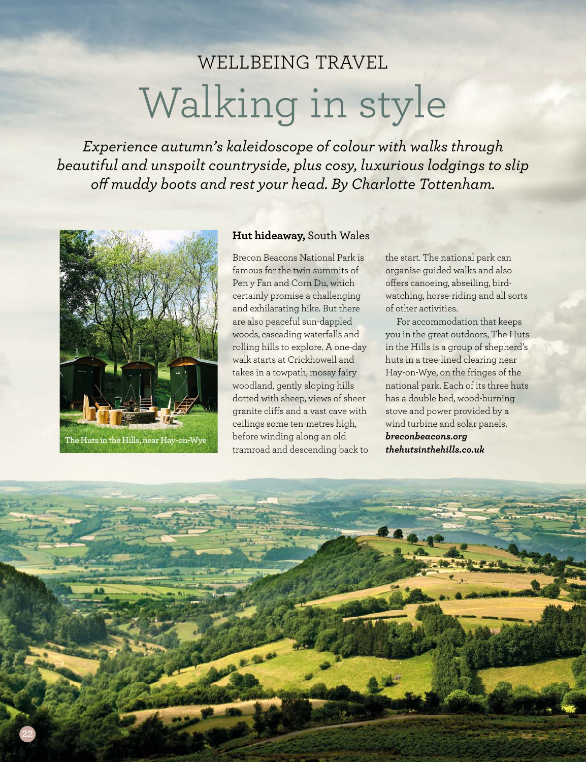WELLBEING TRAVEL

# Walking in style

*Experience autumn's kaleidoscope of colour with walks through beautiful and unspoilt countryside, plus cosy, luxurious lodgings to slip off muddy boots and rest your head. By Charlotte Tottenham.*

The Huts in the Hills, near Hay-on-Wye

## **Hut hideaway,** South Wales

Brecon Beacons National Park is famous for the twin summits of Pen y Fan and Corn Du, which certainly promise a challenging and exhilarating hike. But there are also peaceful sun-dappled woods, cascading waterfalls and rolling hills to explore. A one-day walk starts at Crickhowell and takes in a towpath, mossy fairy woodland, gently sloping hills dotted with sheep, views of sheer granite cliffs and a vast cave with ceilings some ten-metres high, before winding along an old tramroad and descending back to the start. The national park can organise guided walks and also offers canoeing, abseiling, bird-watching, horse-riding and all sorts of other activities.

For accommodation that keeps you in the great outdoors, The Huts in the Hills is a group of shepherd's huts in a tree-lined clearing near Hay-on-Wye, on the fringes of the national park. Each of its three huts has a double bed, wood-burning stove and power provided by a wind turbine and solar panels.
***breconbeacons.org***
***thehutsinthehills.co.uk***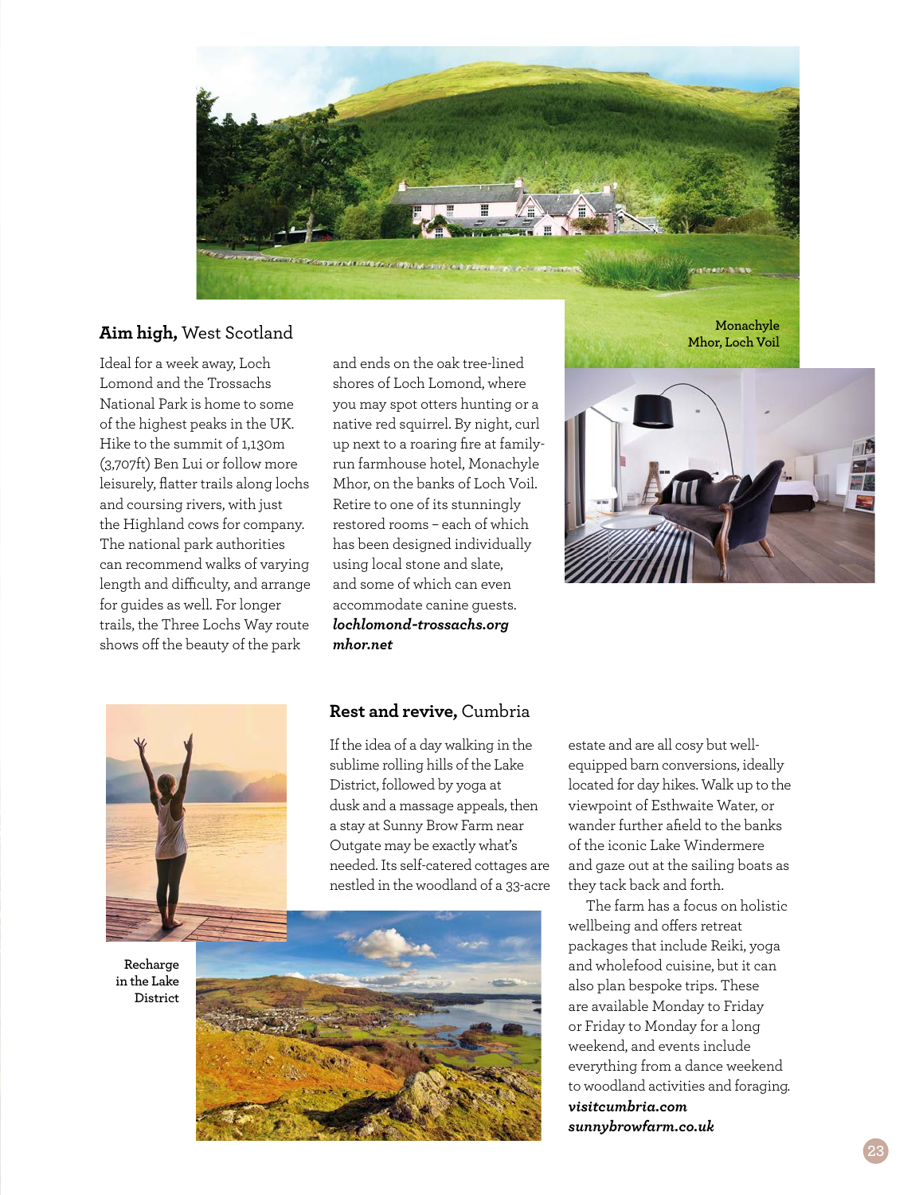## **Aim high,** West Scotland

Ideal for a week away, Loch Lomond and the Trossachs National Park is home to some of the highest peaks in the UK. Hike to the summit of 1,130m (3,707ft) Ben Lui or follow more leisurely, flatter trails along lochs and coursing rivers, with just the Highland cows for company. The national park authorities can recommend walks of varying length and difficulty, and arrange for guides as well. For longer trails, the Three Lochs Way route shows off the beauty of the park and ends on the oak tree-lined shores of Loch Lomond, where you may spot otters hunting or a native red squirrel. By night, curl up next to a roaring fire at family-run farmhouse hotel, Monachyle Mhor, on the banks of Loch Voil. Retire to one of its stunningly restored rooms – each of which has been designed individually using local stone and slate, and some of which can even accommodate canine guests.

***lochlomond-trossachs.org***
***mhor.net***

Monachyle Mhor, Loch Voil

## **Rest and revive,** Cumbria

If the idea of a day walking in the sublime rolling hills of the Lake District, followed by yoga at dusk and a massage appeals, then a stay at Sunny Brow Farm near Outgate may be exactly what's needed. Its self-catered cottages are nestled in the woodland of a 33-acre estate and are all cosy but well-equipped barn conversions, ideally located for day hikes. Walk up to the viewpoint of Esthwaite Water, or wander further afield to the banks of the iconic Lake Windermere and gaze out at the sailing boats as they tack back and forth.

The farm has a focus on holistic wellbeing and offers retreat packages that include Reiki, yoga and wholefood cuisine, but it can also plan bespoke trips. These are available Monday to Friday or Friday to Monday for a long weekend, and events include everything from a dance weekend to woodland activities and foraging.

***visitcumbria.com***
***sunnybrowfarm.co.uk***

Recharge in the Lake District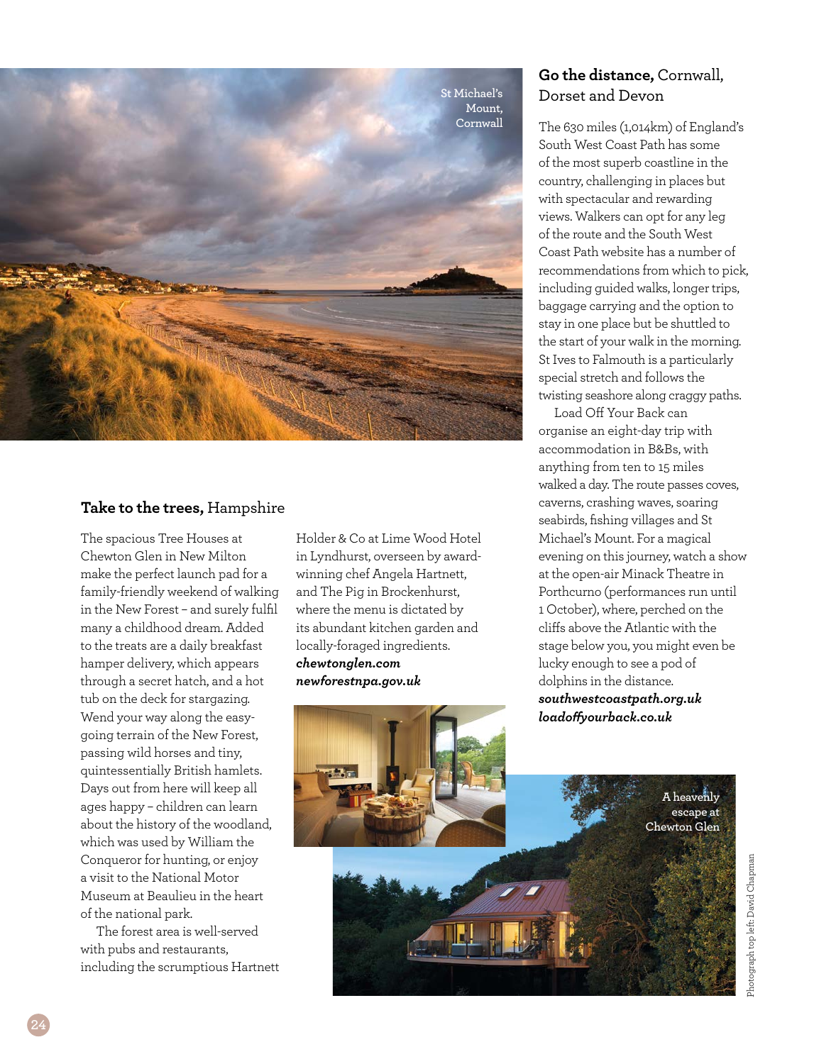St Michael's Mount, Cornwall

## Take to the trees, Hampshire

The spacious Tree Houses at Chewton Glen in New Milton make the perfect launch pad for a family-friendly weekend of walking in the New Forest – and surely fulfil many a childhood dream. Added to the treats are a daily breakfast hamper delivery, which appears through a secret hatch, and a hot tub on the deck for stargazing. Wend your way along the easy-going terrain of the New Forest, passing wild horses and tiny, quintessentially British hamlets. Days out from here will keep all ages happy – children can learn about the history of the woodland, which was used by William the Conqueror for hunting, or enjoy a visit to the National Motor Museum at Beaulieu in the heart of the national park.

The forest area is well-served with pubs and restaurants, including the scrumptious Hartnett Holder & Co at Lime Wood Hotel in Lyndhurst, overseen by award-winning chef Angela Hartnett, and The Pig in Brockenhurst, where the menu is dictated by its abundant kitchen garden and locally-foraged ingredients.
***chewtonglen.com***
***newforestnpa.gov.uk***

A heavenly escape at Chewton Glen

## Go the distance, Cornwall, Dorset and Devon

The 630 miles (1,014km) of England's South West Coast Path has some of the most superb coastline in the country, challenging in places but with spectacular and rewarding views. Walkers can opt for any leg of the route and the South West Coast Path website has a number of recommendations from which to pick, including guided walks, longer trips, baggage carrying and the option to stay in one place but be shuttled to the start of your walk in the morning. St Ives to Falmouth is a particularly special stretch and follows the twisting seashore along craggy paths.

Load Off Your Back can organise an eight-day trip with accommodation in B&Bs, with anything from ten to 15 miles walked a day. The route passes coves, caverns, crashing waves, soaring seabirds, fishing villages and St Michael's Mount. For a magical evening on this journey, watch a show at the open-air Minack Theatre in Porthcurno (performances run until 1 October), where, perched on the cliffs above the Atlantic with the stage below you, you might even be lucky enough to see a pod of dolphins in the distance.
***southwestcoastpath.org.uk***
***loadoffyourback.co.uk***

Photograph top left: David Chapman